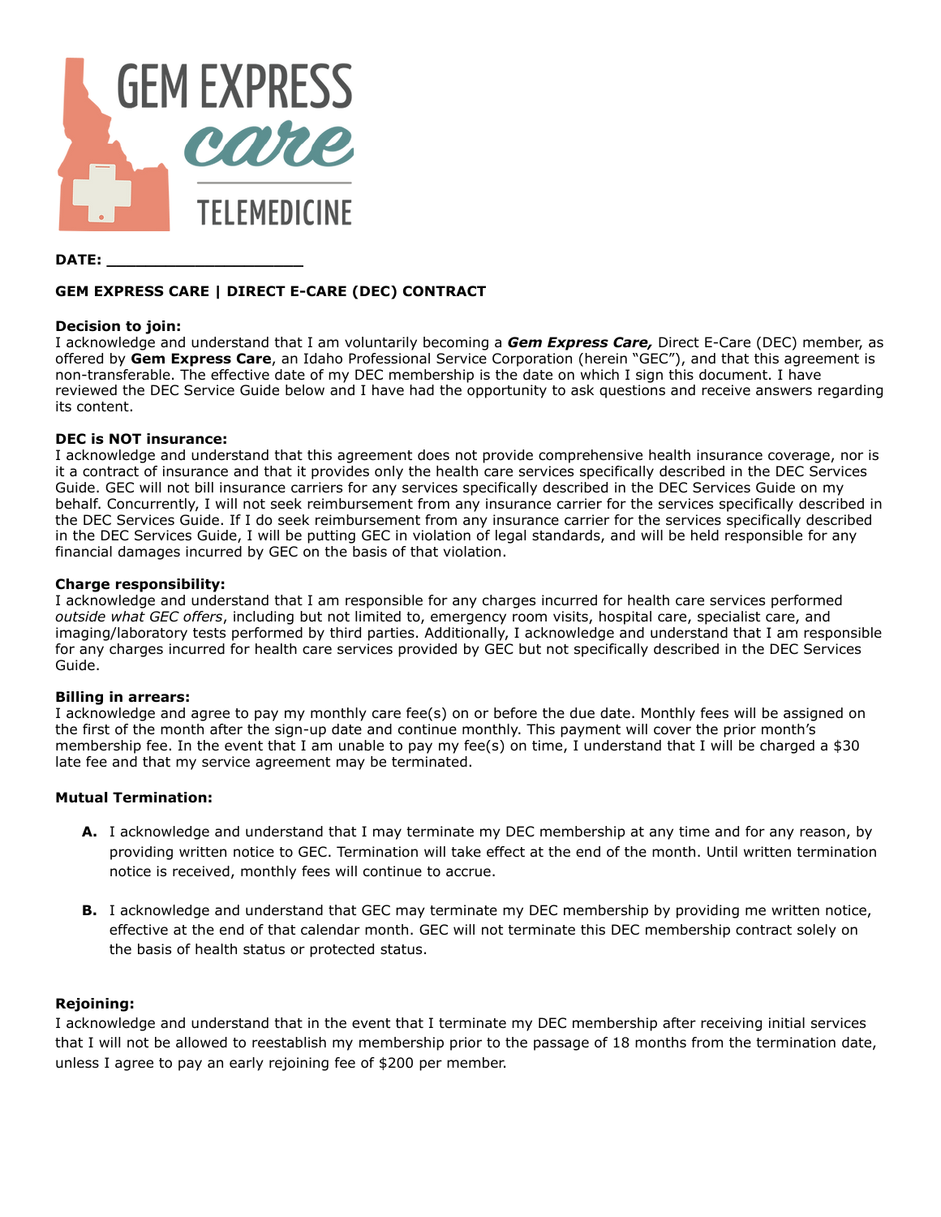GEM EXPRESS care TELEMEDICINE

**DATE: ____________________**

**GEM EXPRESS CARE | DIRECT E-CARE (DEC) CONTRACT**

**Decision to join:**
I acknowledge and understand that I am voluntarily becoming a ***Gem Express Care,*** Direct E-Care (DEC) member, as offered by **Gem Express Care**, an Idaho Professional Service Corporation (herein "GEC"), and that this agreement is non-transferable. The effective date of my DEC membership is the date on which I sign this document. I have reviewed the DEC Service Guide below and I have had the opportunity to ask questions and receive answers regarding its content.

**DEC is NOT insurance:**
I acknowledge and understand that this agreement does not provide comprehensive health insurance coverage, nor is it a contract of insurance and that it provides only the health care services specifically described in the DEC Services Guide. GEC will not bill insurance carriers for any services specifically described in the DEC Services Guide on my behalf. Concurrently, I will not seek reimbursement from any insurance carrier for the services specifically described in the DEC Services Guide. If I do seek reimbursement from any insurance carrier for the services specifically described in the DEC Services Guide, I will be putting GEC in violation of legal standards, and will be held responsible for any financial damages incurred by GEC on the basis of that violation.

**Charge responsibility:**
I acknowledge and understand that I am responsible for any charges incurred for health care services performed *outside what GEC offers*, including but not limited to, emergency room visits, hospital care, specialist care, and imaging/laboratory tests performed by third parties. Additionally, I acknowledge and understand that I am responsible for any charges incurred for health care services provided by GEC but not specifically described in the DEC Services Guide.

**Billing in arrears:**
I acknowledge and agree to pay my monthly care fee(s) on or before the due date. Monthly fees will be assigned on the first of the month after the sign-up date and continue monthly. This payment will cover the prior month's membership fee. In the event that I am unable to pay my fee(s) on time, I understand that I will be charged a $30 late fee and that my service agreement may be terminated.

**Mutual Termination:**

**A.** I acknowledge and understand that I may terminate my DEC membership at any time and for any reason, by providing written notice to GEC. Termination will take effect at the end of the month. Until written termination notice is received, monthly fees will continue to accrue.

**B.** I acknowledge and understand that GEC may terminate my DEC membership by providing me written notice, effective at the end of that calendar month. GEC will not terminate this DEC membership contract solely on the basis of health status or protected status.

**Rejoining:**
I acknowledge and understand that in the event that I terminate my DEC membership after receiving initial services that I will not be allowed to reestablish my membership prior to the passage of 18 months from the termination date, unless I agree to pay an early rejoining fee of $200 per member.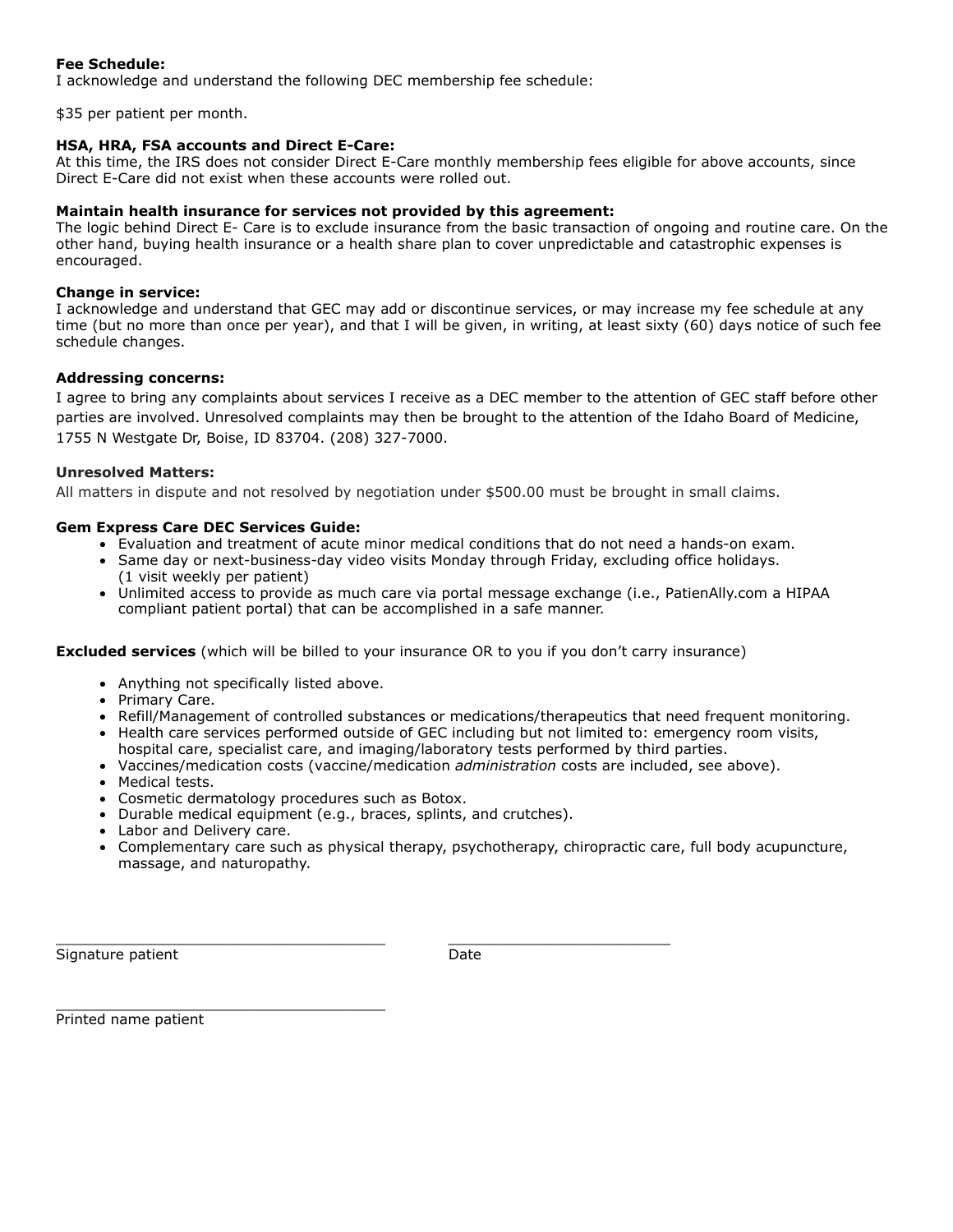**Fee Schedule:**
I acknowledge and understand the following DEC membership fee schedule:

$35 per patient per month.

**HSA, HRA, FSA accounts and Direct E-Care:**
At this time, the IRS does not consider Direct E-Care monthly membership fees eligible for above accounts, since Direct E-Care did not exist when these accounts were rolled out.

**Maintain health insurance for services not provided by this agreement:**
The logic behind Direct E- Care is to exclude insurance from the basic transaction of ongoing and routine care. On the other hand, buying health insurance or a health share plan to cover unpredictable and catastrophic expenses is encouraged.

**Change in service:**
I acknowledge and understand that GEC may add or discontinue services, or may increase my fee schedule at any time (but no more than once per year), and that I will be given, in writing, at least sixty (60) days notice of such fee schedule changes.

**Addressing concerns:**
I agree to bring any complaints about services I receive as a DEC member to the attention of GEC staff before other parties are involved. Unresolved complaints may then be brought to the attention of the Idaho Board of Medicine, 1755 N Westgate Dr, Boise, ID 83704. (208) 327-7000.

**Unresolved Matters:**
All matters in dispute and not resolved by negotiation under $500.00 must be brought in small claims.

**Gem Express Care DEC Services Guide:**

- Evaluation and treatment of acute minor medical conditions that do not need a hands-on exam.
- Same day or next-business-day video visits Monday through Friday, excluding office holidays. (1 visit weekly per patient)
- Unlimited access to provide as much care via portal message exchange (i.e., PatienAlly.com a HIPAA compliant patient portal) that can be accomplished in a safe manner.

**Excluded services** (which will be billed to your insurance OR to you if you don't carry insurance)

- Anything not specifically listed above.
- Primary Care.
- Refill/Management of controlled substances or medications/therapeutics that need frequent monitoring.
- Health care services performed outside of GEC including but not limited to: emergency room visits, hospital care, specialist care, and imaging/laboratory tests performed by third parties.
- Vaccines/medication costs (vaccine/medication *administration* costs are included, see above).
- Medical tests.
- Cosmetic dermatology procedures such as Botox.
- Durable medical equipment (e.g., braces, splints, and crutches).
- Labor and Delivery care.
- Complementary care such as physical therapy, psychotherapy, chiropractic care, full body acupuncture, massage, and naturopathy.

______________________________________ Signature patient

_________________________ Date

______________________________________ Printed name patient